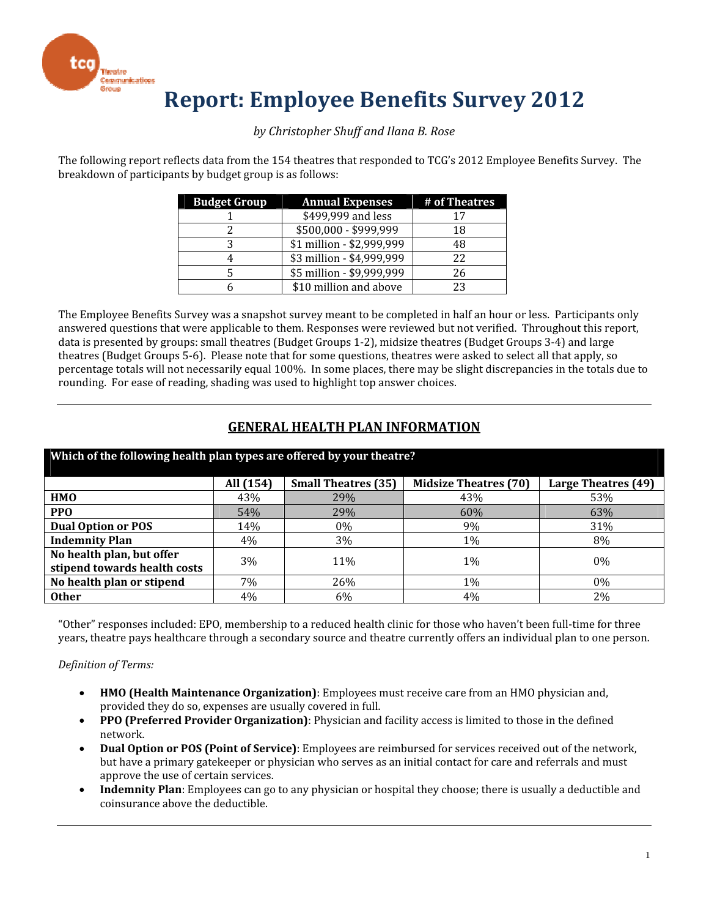# Report: Employee Benefits Survey 2012

*by Christopher Shuff and Ilana B. Rose*

The following report reflects data from the 154 theatres that responded to TCG's 2012 Employee Benefits Survey. The breakdown of participants by budget group is as follows:

| Budget Group | Annual Expenses | # of Theatres |
|---|---|---|
| 1 | $499,999 and less | 17 |
| 2 | $500,000 - $999,999 | 18 |
| 3 | $1 million - $2,999,999 | 48 |
| 4 | $3 million - $4,999,999 | 22 |
| 5 | $5 million - $9,999,999 | 26 |
| 6 | $10 million and above | 23 |

The Employee Benefits Survey was a snapshot survey meant to be completed in half an hour or less. Participants only answered questions that were applicable to them. Responses were reviewed but not verified. Throughout this report, data is presented by groups: small theatres (Budget Groups 1-2), midsize theatres (Budget Groups 3-4) and large theatres (Budget Groups 5-6). Please note that for some questions, theatres were asked to select all that apply, so percentage totals will not necessarily equal 100%. In some places, there may be slight discrepancies in the totals due to rounding. For ease of reading, shading was used to highlight top answer choices.

## GENERAL HEALTH PLAN INFORMATION

**Which of the following health plan types are offered by your theatre?**

| | All (154) | Small Theatres (35) | Midsize Theatres (70) | Large Theatres (49) |
|---|---|---|---|---|
| **HMO** | 43% | 29% | 43% | 53% |
| **PPO** | 54% | 29% | 60% | 63% |
| **Dual Option or POS** | 14% | 0% | 9% | 31% |
| **Indemnity Plan** | 4% | 3% | 1% | 8% |
| **No health plan, but offer stipend towards health costs** | 3% | 11% | 1% | 0% |
| **No health plan or stipend** | 7% | 26% | 1% | 0% |
| **Other** | 4% | 6% | 4% | 2% |

"Other" responses included: EPO, membership to a reduced health clinic for those who haven't been full-time for three years, theatre pays healthcare through a secondary source and theatre currently offers an individual plan to one person.

*Definition of Terms:*

- **HMO (Health Maintenance Organization)**: Employees must receive care from an HMO physician and, provided they do so, expenses are usually covered in full.
- **PPO (Preferred Provider Organization)**: Physician and facility access is limited to those in the defined network.
- **Dual Option or POS (Point of Service)**: Employees are reimbursed for services received out of the network, but have a primary gatekeeper or physician who serves as an initial contact for care and referrals and must approve the use of certain services.
- **Indemnity Plan**: Employees can go to any physician or hospital they choose; there is usually a deductible and coinsurance above the deductible.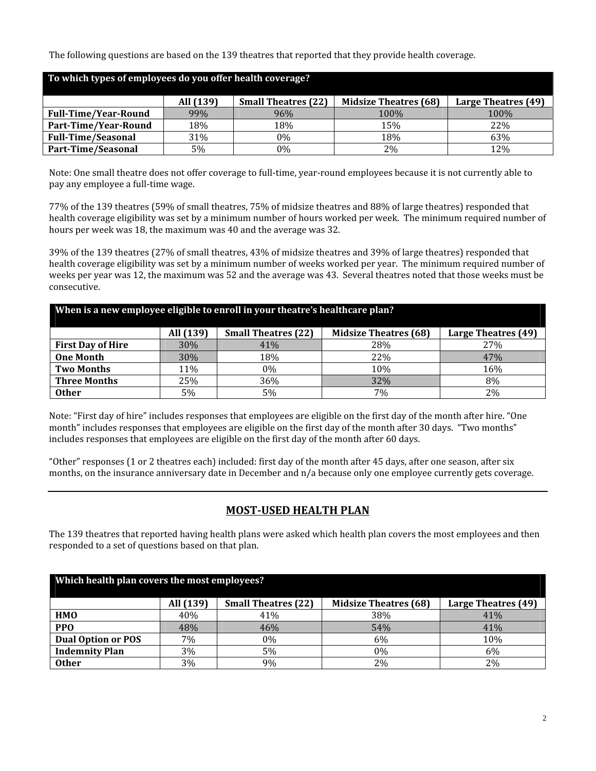The following questions are based on the 139 theatres that reported that they provide health coverage.

| To which types of employees do you offer health coverage? | | | | |
|---|---|---|---|---|
| | All (139) | Small Theatres (22) | Midsize Theatres (68) | Large Theatres (49) |
| **Full-Time/Year-Round** | 99% | 96% | 100% | 100% |
| **Part-Time/Year-Round** | 18% | 18% | 15% | 22% |
| **Full-Time/Seasonal** | 31% | 0% | 18% | 63% |
| **Part-Time/Seasonal** | 5% | 0% | 2% | 12% |

Note: One small theatre does not offer coverage to full-time, year-round employees because it is not currently able to pay any employee a full-time wage.

77% of the 139 theatres (59% of small theatres, 75% of midsize theatres and 88% of large theatres) responded that health coverage eligibility was set by a minimum number of hours worked per week. The minimum required number of hours per week was 18, the maximum was 40 and the average was 32.

39% of the 139 theatres (27% of small theatres, 43% of midsize theatres and 39% of large theatres) responded that health coverage eligibility was set by a minimum number of weeks worked per year. The minimum required number of weeks per year was 12, the maximum was 52 and the average was 43. Several theatres noted that those weeks must be consecutive.

| When is a new employee eligible to enroll in your theatre's healthcare plan? | | | | |
|---|---|---|---|---|
| | All (139) | Small Theatres (22) | Midsize Theatres (68) | Large Theatres (49) |
| **First Day of Hire** | 30% | 41% | 28% | 27% |
| **One Month** | 30% | 18% | 22% | 47% |
| **Two Months** | 11% | 0% | 10% | 16% |
| **Three Months** | 25% | 36% | 32% | 8% |
| **Other** | 5% | 5% | 7% | 2% |

Note: "First day of hire" includes responses that employees are eligible on the first day of the month after hire. "One month" includes responses that employees are eligible on the first day of the month after 30 days. "Two months" includes responses that employees are eligible on the first day of the month after 60 days.

"Other" responses (1 or 2 theatres each) included: first day of the month after 45 days, after one season, after six months, on the insurance anniversary date in December and n/a because only one employee currently gets coverage.

---

## MOST-USED HEALTH PLAN

The 139 theatres that reported having health plans were asked which health plan covers the most employees and then responded to a set of questions based on that plan.

| Which health plan covers the most employees? | | | | |
|---|---|---|---|---|
| | All (139) | Small Theatres (22) | Midsize Theatres (68) | Large Theatres (49) |
| **HMO** | 40% | 41% | 38% | 41% |
| **PPO** | 48% | 46% | 54% | 41% |
| **Dual Option or POS** | 7% | 0% | 6% | 10% |
| **Indemnity Plan** | 3% | 5% | 0% | 6% |
| **Other** | 3% | 9% | 2% | 2% |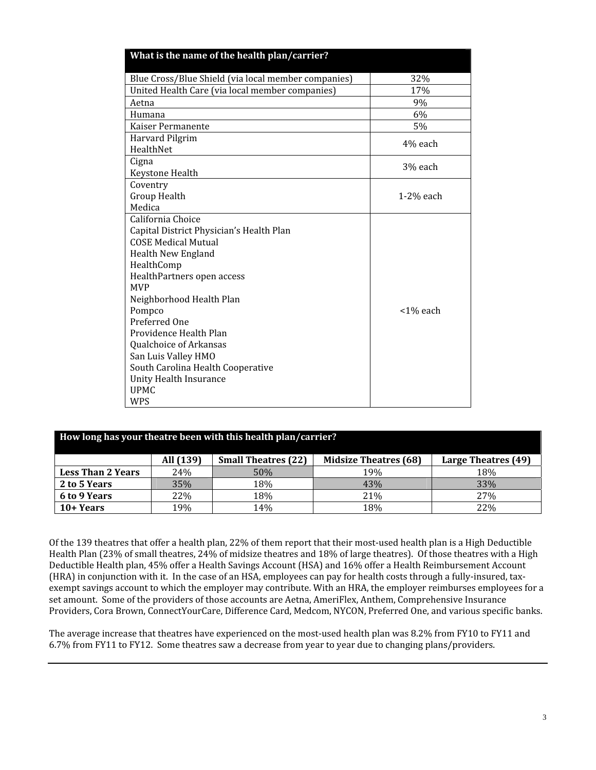| What is the name of the health plan/carrier? | |
|---|---|
| Blue Cross/Blue Shield (via local member companies) | 32% |
| United Health Care (via local member companies) | 17% |
| Aetna | 9% |
| Humana | 6% |
| Kaiser Permanente | 5% |
| Harvard Pilgrim<br>HealthNet | 4% each |
| Cigna<br>Keystone Health | 3% each |
| Coventry<br>Group Health<br>Medica | 1-2% each |
| California Choice<br>Capital District Physician's Health Plan<br>COSE Medical Mutual<br>Health New England<br>HealthComp<br>HealthPartners open access<br>MVP<br>Neighborhood Health Plan<br>Pompco<br>Preferred One<br>Providence Health Plan<br>Qualchoice of Arkansas<br>San Luis Valley HMO<br>South Carolina Health Cooperative<br>Unity Health Insurance<br>UPMC<br>WPS | <1% each |

**How long has your theatre been with this health plan/carrier?**

| | All (139) | Small Theatres (22) | Midsize Theatres (68) | Large Theatres (49) |
|---|---|---|---|---|
| **Less Than 2 Years** | 24% | 50% | 19% | 18% |
| **2 to 5 Years** | 35% | 18% | 43% | 33% |
| **6 to 9 Years** | 22% | 18% | 21% | 27% |
| **10+ Years** | 19% | 14% | 18% | 22% |

Of the 139 theatres that offer a health plan, 22% of them report that their most-used health plan is a High Deductible Health Plan (23% of small theatres, 24% of midsize theatres and 18% of large theatres). Of those theatres with a High Deductible Health plan, 45% offer a Health Savings Account (HSA) and 16% offer a Health Reimbursement Account (HRA) in conjunction with it. In the case of an HSA, employees can pay for health costs through a fully-insured, tax-exempt savings account to which the employer may contribute. With an HRA, the employer reimburses employees for a set amount. Some of the providers of those accounts are Aetna, AmeriFlex, Anthem, Comprehensive Insurance Providers, Cora Brown, ConnectYourCare, Difference Card, Medcom, NYCON, Preferred One, and various specific banks.

The average increase that theatres have experienced on the most-used health plan was 8.2% from FY10 to FY11 and 6.7% from FY11 to FY12. Some theatres saw a decrease from year to year due to changing plans/providers.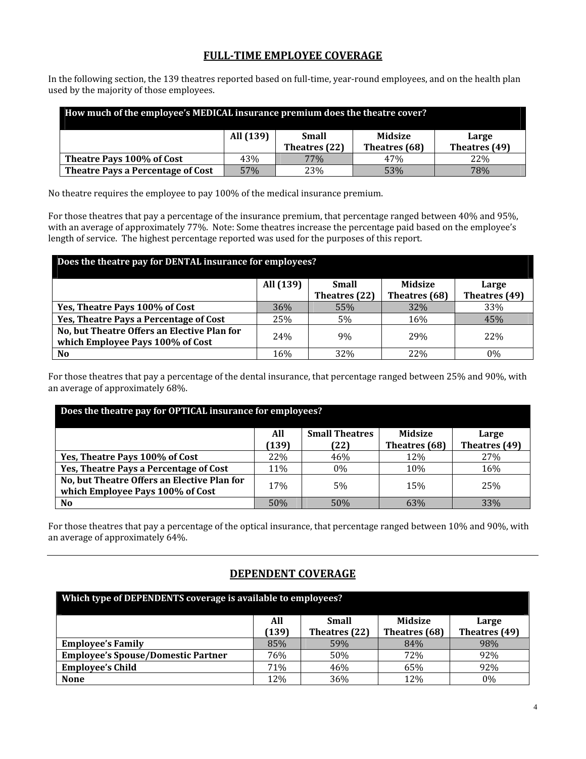## FULL-TIME EMPLOYEE COVERAGE

In the following section, the 139 theatres reported based on full-time, year-round employees, and on the health plan used by the majority of those employees.

| How much of the employee's MEDICAL insurance premium does the theatre cover? | | | | |
|---|---|---|---|---|
| | All (139) | Small Theatres (22) | Midsize Theatres (68) | Large Theatres (49) |
| **Theatre Pays 100% of Cost** | 43% | 77% | 47% | 22% |
| **Theatre Pays a Percentage of Cost** | 57% | 23% | 53% | 78% |

No theatre requires the employee to pay 100% of the medical insurance premium.

For those theatres that pay a percentage of the insurance premium, that percentage ranged between 40% and 95%, with an average of approximately 77%. Note: Some theatres increase the percentage paid based on the employee's length of service. The highest percentage reported was used for the purposes of this report.

| Does the theatre pay for DENTAL insurance for employees? | | | | |
|---|---|---|---|---|
| | All (139) | Small Theatres (22) | Midsize Theatres (68) | Large Theatres (49) |
| **Yes, Theatre Pays 100% of Cost** | 36% | 55% | 32% | 33% |
| **Yes, Theatre Pays a Percentage of Cost** | 25% | 5% | 16% | 45% |
| **No, but Theatre Offers an Elective Plan for which Employee Pays 100% of Cost** | 24% | 9% | 29% | 22% |
| **No** | 16% | 32% | 22% | 0% |

For those theatres that pay a percentage of the dental insurance, that percentage ranged between 25% and 90%, with an average of approximately 68%.

| Does the theatre pay for OPTICAL insurance for employees? | | | | |
|---|---|---|---|---|
| | All (139) | Small Theatres (22) | Midsize Theatres (68) | Large Theatres (49) |
| **Yes, Theatre Pays 100% of Cost** | 22% | 46% | 12% | 27% |
| **Yes, Theatre Pays a Percentage of Cost** | 11% | 0% | 10% | 16% |
| **No, but Theatre Offers an Elective Plan for which Employee Pays 100% of Cost** | 17% | 5% | 15% | 25% |
| **No** | 50% | 50% | 63% | 33% |

For those theatres that pay a percentage of the optical insurance, that percentage ranged between 10% and 90%, with an average of approximately 64%.

## DEPENDENT COVERAGE

| Which type of DEPENDENTS coverage is available to employees? | | | | |
|---|---|---|---|---|
| | All (139) | Small Theatres (22) | Midsize Theatres (68) | Large Theatres (49) |
| **Employee's Family** | 85% | 59% | 84% | 98% |
| **Employee's Spouse/Domestic Partner** | 76% | 50% | 72% | 92% |
| **Employee's Child** | 71% | 46% | 65% | 92% |
| **None** | 12% | 36% | 12% | 0% |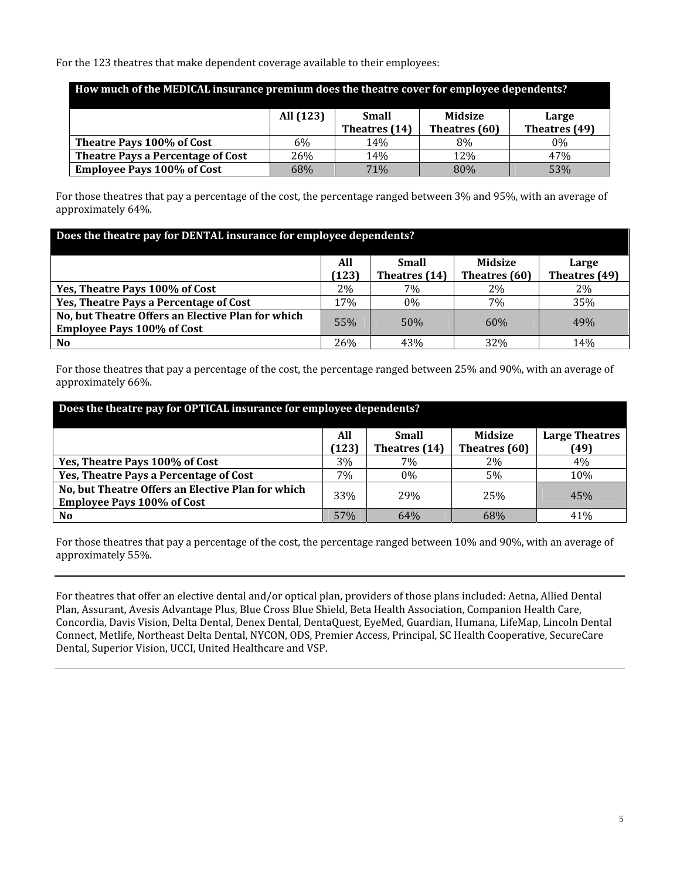For the 123 theatres that make dependent coverage available to their employees:

| How much of the MEDICAL insurance premium does the theatre cover for employee dependents? | | | | |
|---|---|---|---|---|
| | All (123) | Small Theatres (14) | Midsize Theatres (60) | Large Theatres (49) |
| **Theatre Pays 100% of Cost** | 6% | 14% | 8% | 0% |
| **Theatre Pays a Percentage of Cost** | 26% | 14% | 12% | 47% |
| **Employee Pays 100% of Cost** | 68% | 71% | 80% | 53% |

For those theatres that pay a percentage of the cost, the percentage ranged between 3% and 95%, with an average of approximately 64%.

| Does the theatre pay for DENTAL insurance for employee dependents? | | | | |
|---|---|---|---|---|
| | All (123) | Small Theatres (14) | Midsize Theatres (60) | Large Theatres (49) |
| **Yes, Theatre Pays 100% of Cost** | 2% | 7% | 2% | 2% |
| **Yes, Theatre Pays a Percentage of Cost** | 17% | 0% | 7% | 35% |
| **No, but Theatre Offers an Elective Plan for which Employee Pays 100% of Cost** | 55% | 50% | 60% | 49% |
| **No** | 26% | 43% | 32% | 14% |

For those theatres that pay a percentage of the cost, the percentage ranged between 25% and 90%, with an average of approximately 66%.

| Does the theatre pay for OPTICAL insurance for employee dependents? | | | | |
|---|---|---|---|---|
| | All (123) | Small Theatres (14) | Midsize Theatres (60) | Large Theatres (49) |
| **Yes, Theatre Pays 100% of Cost** | 3% | 7% | 2% | 4% |
| **Yes, Theatre Pays a Percentage of Cost** | 7% | 0% | 5% | 10% |
| **No, but Theatre Offers an Elective Plan for which Employee Pays 100% of Cost** | 33% | 29% | 25% | 45% |
| **No** | 57% | 64% | 68% | 41% |

For those theatres that pay a percentage of the cost, the percentage ranged between 10% and 90%, with an average of approximately 55%.

---

For theatres that offer an elective dental and/or optical plan, providers of those plans included: Aetna, Allied Dental Plan, Assurant, Avesis Advantage Plus, Blue Cross Blue Shield, Beta Health Association, Companion Health Care, Concordia, Davis Vision, Delta Dental, Denex Dental, DentaQuest, EyeMed, Guardian, Humana, LifeMap, Lincoln Dental Connect, Metlife, Northeast Delta Dental, NYCON, ODS, Premier Access, Principal, SC Health Cooperative, SecureCare Dental, Superior Vision, UCCI, United Healthcare and VSP.

---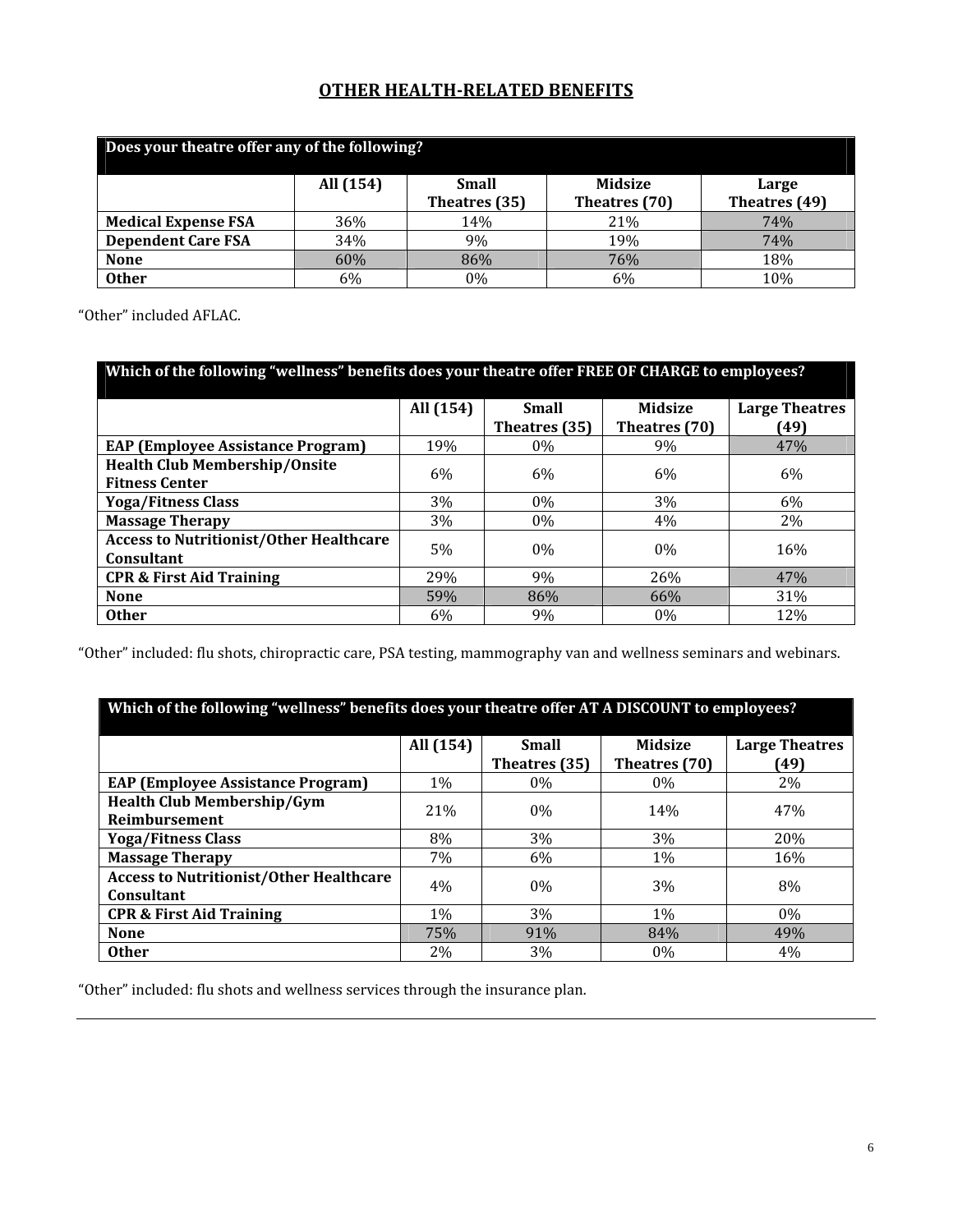## OTHER HEALTH-RELATED BENEFITS

| Does your theatre offer any of the following? | | | | |
|---|---|---|---|---|
| | All (154) | Small Theatres (35) | Midsize Theatres (70) | Large Theatres (49) |
| **Medical Expense FSA** | 36% | 14% | 21% | 74% |
| **Dependent Care FSA** | 34% | 9% | 19% | 74% |
| **None** | 60% | 86% | 76% | 18% |
| **Other** | 6% | 0% | 6% | 10% |

"Other" included AFLAC.

| Which of the following "wellness" benefits does your theatre offer FREE OF CHARGE to employees? | | | | |
|---|---|---|---|---|
| | All (154) | Small Theatres (35) | Midsize Theatres (70) | Large Theatres (49) |
| **EAP (Employee Assistance Program)** | 19% | 0% | 9% | 47% |
| **Health Club Membership/Onsite Fitness Center** | 6% | 6% | 6% | 6% |
| **Yoga/Fitness Class** | 3% | 0% | 3% | 6% |
| **Massage Therapy** | 3% | 0% | 4% | 2% |
| **Access to Nutritionist/Other Healthcare Consultant** | 5% | 0% | 0% | 16% |
| **CPR & First Aid Training** | 29% | 9% | 26% | 47% |
| **None** | 59% | 86% | 66% | 31% |
| **Other** | 6% | 9% | 0% | 12% |

"Other" included: flu shots, chiropractic care, PSA testing, mammography van and wellness seminars and webinars.

| Which of the following "wellness" benefits does your theatre offer AT A DISCOUNT to employees? | | | | |
|---|---|---|---|---|
| | All (154) | Small Theatres (35) | Midsize Theatres (70) | Large Theatres (49) |
| **EAP (Employee Assistance Program)** | 1% | 0% | 0% | 2% |
| **Health Club Membership/Gym Reimbursement** | 21% | 0% | 14% | 47% |
| **Yoga/Fitness Class** | 8% | 3% | 3% | 20% |
| **Massage Therapy** | 7% | 6% | 1% | 16% |
| **Access to Nutritionist/Other Healthcare Consultant** | 4% | 0% | 3% | 8% |
| **CPR & First Aid Training** | 1% | 3% | 1% | 0% |
| **None** | 75% | 91% | 84% | 49% |
| **Other** | 2% | 3% | 0% | 4% |

"Other" included: flu shots and wellness services through the insurance plan.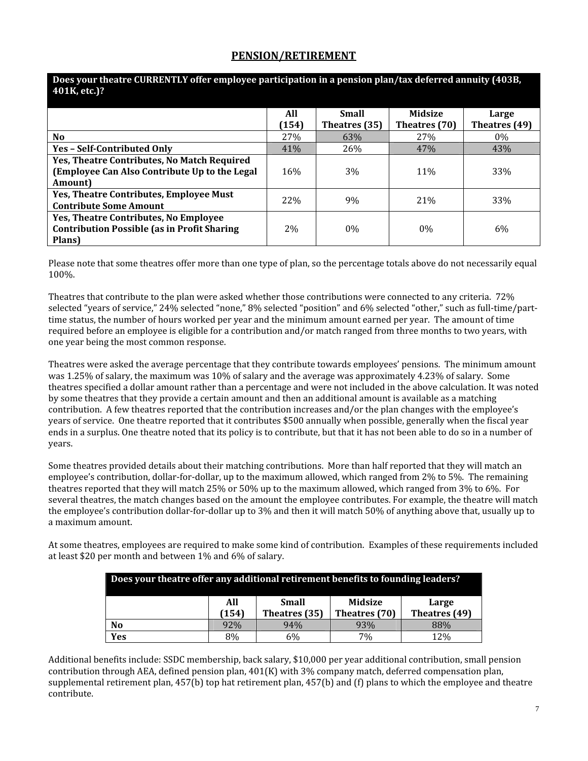## PENSION/RETIREMENT

| Does your theatre CURRENTLY offer employee participation in a pension plan/tax deferred annuity (403B, 401K, etc.)? | | | | |
|---|---|---|---|---|
| | **All (154)** | **Small Theatres (35)** | **Midsize Theatres (70)** | **Large Theatres (49)** |
| **No** | 27% | 63% | 27% | 0% |
| **Yes – Self-Contributed Only** | 41% | 26% | 47% | 43% |
| **Yes, Theatre Contributes, No Match Required (Employee Can Also Contribute Up to the Legal Amount)** | 16% | 3% | 11% | 33% |
| **Yes, Theatre Contributes, Employee Must Contribute Some Amount** | 22% | 9% | 21% | 33% |
| **Yes, Theatre Contributes, No Employee Contribution Possible (as in Profit Sharing Plans)** | 2% | 0% | 0% | 6% |

Please note that some theatres offer more than one type of plan, so the percentage totals above do not necessarily equal 100%.

Theatres that contribute to the plan were asked whether those contributions were connected to any criteria. 72% selected "years of service," 24% selected "none," 8% selected "position" and 6% selected "other," such as full-time/part-time status, the number of hours worked per year and the minimum amount earned per year. The amount of time required before an employee is eligible for a contribution and/or match ranged from three months to two years, with one year being the most common response.

Theatres were asked the average percentage that they contribute towards employees' pensions. The minimum amount was 1.25% of salary, the maximum was 10% of salary and the average was approximately 4.23% of salary. Some theatres specified a dollar amount rather than a percentage and were not included in the above calculation. It was noted by some theatres that they provide a certain amount and then an additional amount is available as a matching contribution. A few theatres reported that the contribution increases and/or the plan changes with the employee's years of service. One theatre reported that it contributes $500 annually when possible, generally when the fiscal year ends in a surplus. One theatre noted that its policy is to contribute, but that it has not been able to do so in a number of years.

Some theatres provided details about their matching contributions. More than half reported that they will match an employee's contribution, dollar-for-dollar, up to the maximum allowed, which ranged from 2% to 5%. The remaining theatres reported that they will match 25% or 50% up to the maximum allowed, which ranged from 3% to 6%. For several theatres, the match changes based on the amount the employee contributes. For example, the theatre will match the employee's contribution dollar-for-dollar up to 3% and then it will match 50% of anything above that, usually up to a maximum amount.

At some theatres, employees are required to make some kind of contribution. Examples of these requirements included at least $20 per month and between 1% and 6% of salary.

| Does your theatre offer any additional retirement benefits to founding leaders? | | | | |
|---|---|---|---|---|
| | **All (154)** | **Small Theatres (35)** | **Midsize Theatres (70)** | **Large Theatres (49)** |
| **No** | 92% | 94% | 93% | 88% |
| **Yes** | 8% | 6% | 7% | 12% |

Additional benefits include: SSDC membership, back salary, $10,000 per year additional contribution, small pension contribution through AEA, defined pension plan, 401(K) with 3% company match, deferred compensation plan, supplemental retirement plan, 457(b) top hat retirement plan, 457(b) and (f) plans to which the employee and theatre contribute.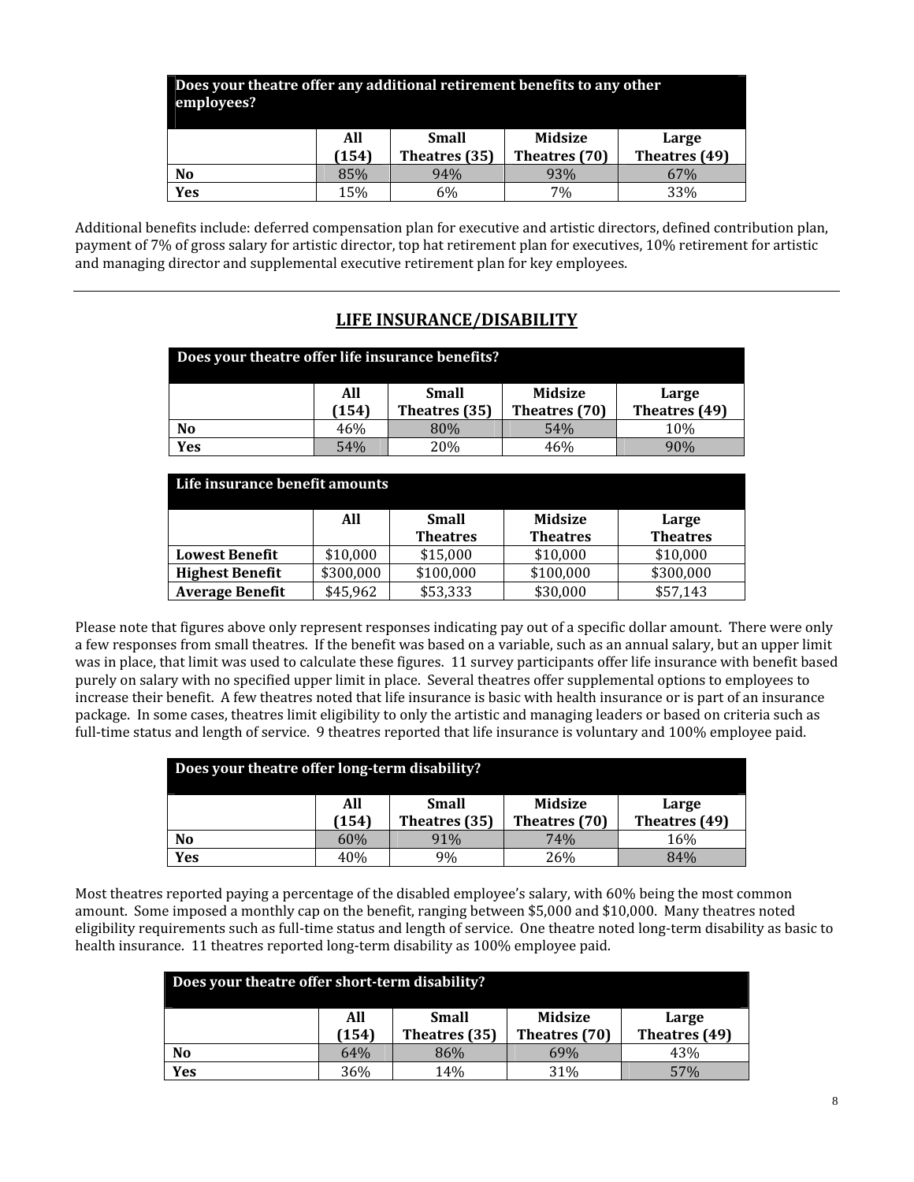| Does your theatre offer any additional retirement benefits to any other employees? | | | | |
|---|---|---|---|---|
| | All (154) | Small Theatres (35) | Midsize Theatres (70) | Large Theatres (49) |
| **No** | 85% | 94% | 93% | 67% |
| **Yes** | 15% | 6% | 7% | 33% |

Additional benefits include: deferred compensation plan for executive and artistic directors, defined contribution plan, payment of 7% of gross salary for artistic director, top hat retirement plan for executives, 10% retirement for artistic and managing director and supplemental executive retirement plan for key employees.

---

## LIFE INSURANCE/DISABILITY

| Does your theatre offer life insurance benefits? | | | | |
|---|---|---|---|---|
| | All (154) | Small Theatres (35) | Midsize Theatres (70) | Large Theatres (49) |
| **No** | 46% | 80% | 54% | 10% |
| **Yes** | 54% | 20% | 46% | 90% |

| Life insurance benefit amounts | | | | |
|---|---|---|---|---|
| | All | Small Theatres | Midsize Theatres | Large Theatres |
| **Lowest Benefit** | $10,000 | $15,000 | $10,000 | $10,000 |
| **Highest Benefit** | $300,000 | $100,000 | $100,000 | $300,000 |
| **Average Benefit** | $45,962 | $53,333 | $30,000 | $57,143 |

Please note that figures above only represent responses indicating pay out of a specific dollar amount. There were only a few responses from small theatres. If the benefit was based on a variable, such as an annual salary, but an upper limit was in place, that limit was used to calculate these figures. 11 survey participants offer life insurance with benefit based purely on salary with no specified upper limit in place. Several theatres offer supplemental options to employees to increase their benefit. A few theatres noted that life insurance is basic with health insurance or is part of an insurance package. In some cases, theatres limit eligibility to only the artistic and managing leaders or based on criteria such as full-time status and length of service. 9 theatres reported that life insurance is voluntary and 100% employee paid.

| Does your theatre offer long-term disability? | | | | |
|---|---|---|---|---|
| | All (154) | Small Theatres (35) | Midsize Theatres (70) | Large Theatres (49) |
| **No** | 60% | 91% | 74% | 16% |
| **Yes** | 40% | 9% | 26% | 84% |

Most theatres reported paying a percentage of the disabled employee's salary, with 60% being the most common amount. Some imposed a monthly cap on the benefit, ranging between $5,000 and $10,000. Many theatres noted eligibility requirements such as full-time status and length of service. One theatre noted long-term disability as basic to health insurance. 11 theatres reported long-term disability as 100% employee paid.

| Does your theatre offer short-term disability? | | | | |
|---|---|---|---|---|
| | All (154) | Small Theatres (35) | Midsize Theatres (70) | Large Theatres (49) |
| **No** | 64% | 86% | 69% | 43% |
| **Yes** | 36% | 14% | 31% | 57% |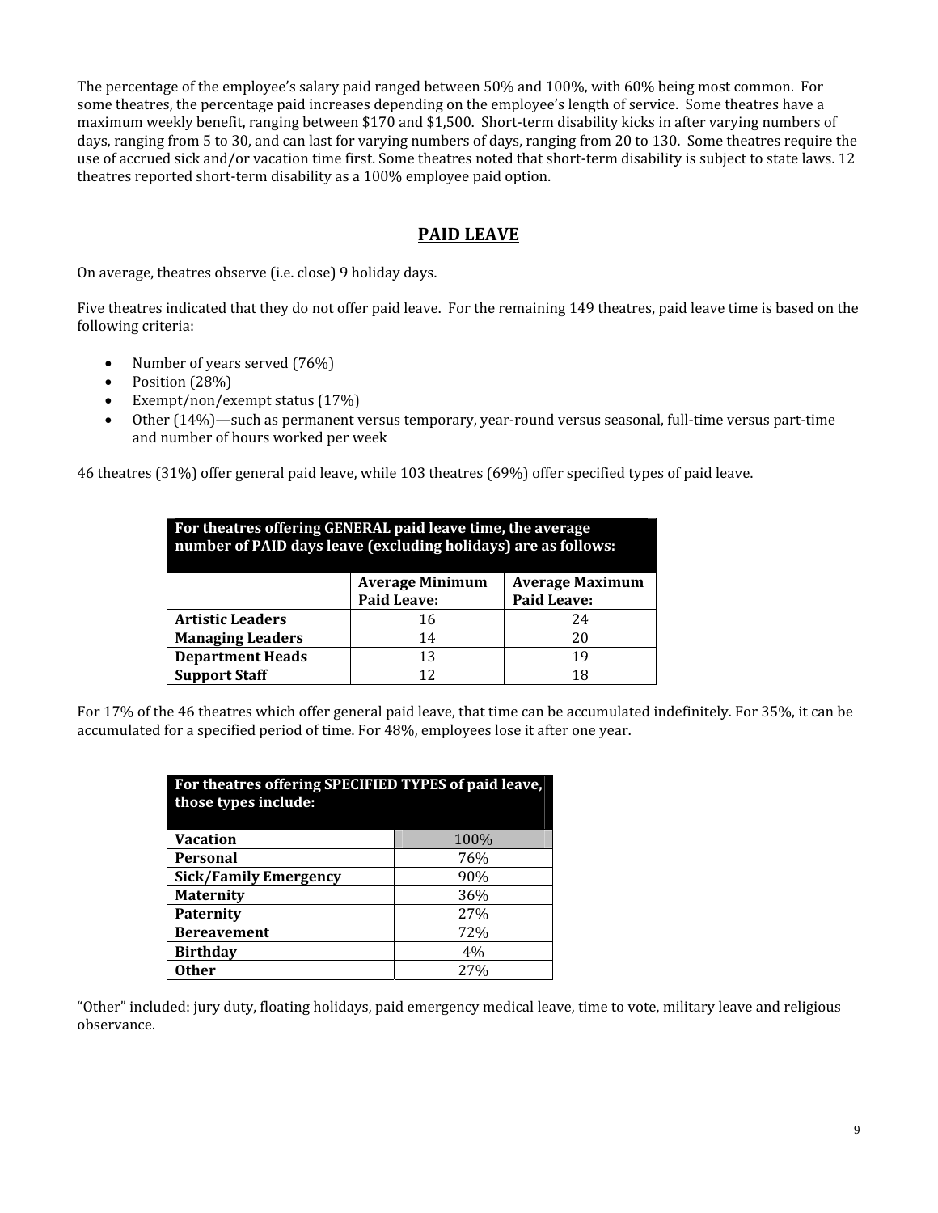The percentage of the employee's salary paid ranged between 50% and 100%, with 60% being most common. For some theatres, the percentage paid increases depending on the employee's length of service. Some theatres have a maximum weekly benefit, ranging between $170 and $1,500. Short-term disability kicks in after varying numbers of days, ranging from 5 to 30, and can last for varying numbers of days, ranging from 20 to 130. Some theatres require the use of accrued sick and/or vacation time first. Some theatres noted that short-term disability is subject to state laws. 12 theatres reported short-term disability as a 100% employee paid option.

---

## PAID LEAVE

On average, theatres observe (i.e. close) 9 holiday days.

Five theatres indicated that they do not offer paid leave. For the remaining 149 theatres, paid leave time is based on the following criteria:

- Number of years served (76%)
- Position (28%)
- Exempt/non/exempt status (17%)
- Other (14%)—such as permanent versus temporary, year-round versus seasonal, full-time versus part-time and number of hours worked per week

46 theatres (31%) offer general paid leave, while 103 theatres (69%) offer specified types of paid leave.

| For theatres offering GENERAL paid leave time, the average number of PAID days leave (excluding holidays) are as follows: | | |
|---|---|---|
| | **Average Minimum Paid Leave:** | **Average Maximum Paid Leave:** |
| **Artistic Leaders** | 16 | 24 |
| **Managing Leaders** | 14 | 20 |
| **Department Heads** | 13 | 19 |
| **Support Staff** | 12 | 18 |

For 17% of the 46 theatres which offer general paid leave, that time can be accumulated indefinitely. For 35%, it can be accumulated for a specified period of time. For 48%, employees lose it after one year.

| For theatres offering SPECIFIED TYPES of paid leave, those types include: | |
|---|---|
| **Vacation** | 100% |
| **Personal** | 76% |
| **Sick/Family Emergency** | 90% |
| **Maternity** | 36% |
| **Paternity** | 27% |
| **Bereavement** | 72% |
| **Birthday** | 4% |
| **Other** | 27% |

"Other" included: jury duty, floating holidays, paid emergency medical leave, time to vote, military leave and religious observance.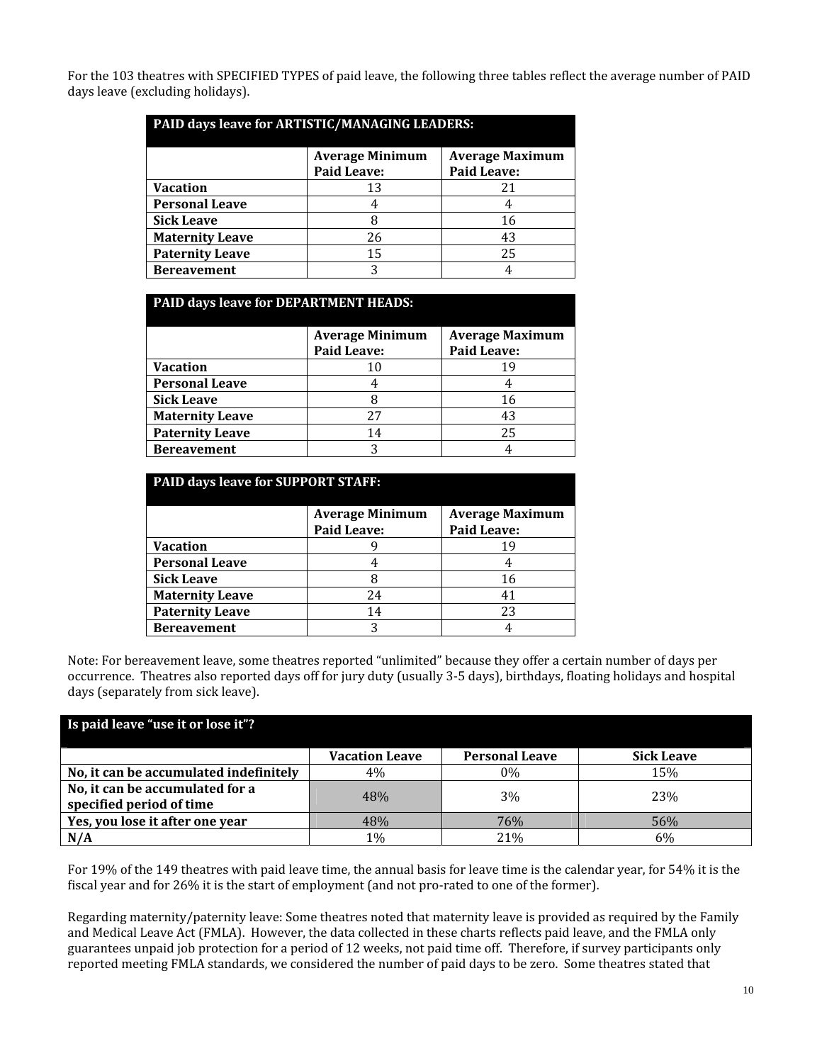For the 103 theatres with SPECIFIED TYPES of paid leave, the following three tables reflect the average number of PAID days leave (excluding holidays).

| PAID days leave for ARTISTIC/MANAGING LEADERS: | | |
|---|---|---|
| | **Average Minimum Paid Leave:** | **Average Maximum Paid Leave:** |
| **Vacation** | 13 | 21 |
| **Personal Leave** | 4 | 4 |
| **Sick Leave** | 8 | 16 |
| **Maternity Leave** | 26 | 43 |
| **Paternity Leave** | 15 | 25 |
| **Bereavement** | 3 | 4 |

| PAID days leave for DEPARTMENT HEADS: | | |
|---|---|---|
| | **Average Minimum Paid Leave:** | **Average Maximum Paid Leave:** |
| **Vacation** | 10 | 19 |
| **Personal Leave** | 4 | 4 |
| **Sick Leave** | 8 | 16 |
| **Maternity Leave** | 27 | 43 |
| **Paternity Leave** | 14 | 25 |
| **Bereavement** | 3 | 4 |

| PAID days leave for SUPPORT STAFF: | | |
|---|---|---|
| | **Average Minimum Paid Leave:** | **Average Maximum Paid Leave:** |
| **Vacation** | 9 | 19 |
| **Personal Leave** | 4 | 4 |
| **Sick Leave** | 8 | 16 |
| **Maternity Leave** | 24 | 41 |
| **Paternity Leave** | 14 | 23 |
| **Bereavement** | 3 | 4 |

Note: For bereavement leave, some theatres reported "unlimited" because they offer a certain number of days per occurrence. Theatres also reported days off for jury duty (usually 3-5 days), birthdays, floating holidays and hospital days (separately from sick leave).

| Is paid leave "use it or lose it"? | | | |
|---|---|---|---|
| | **Vacation Leave** | **Personal Leave** | **Sick Leave** |
| **No, it can be accumulated indefinitely** | 4% | 0% | 15% |
| **No, it can be accumulated for a specified period of time** | 48% | 3% | 23% |
| **Yes, you lose it after one year** | 48% | 76% | 56% |
| **N/A** | 1% | 21% | 6% |

For 19% of the 149 theatres with paid leave time, the annual basis for leave time is the calendar year, for 54% it is the fiscal year and for 26% it is the start of employment (and not pro-rated to one of the former).

Regarding maternity/paternity leave: Some theatres noted that maternity leave is provided as required by the Family and Medical Leave Act (FMLA). However, the data collected in these charts reflects paid leave, and the FMLA only guarantees unpaid job protection for a period of 12 weeks, not paid time off. Therefore, if survey participants only reported meeting FMLA standards, we considered the number of paid days to be zero. Some theatres stated that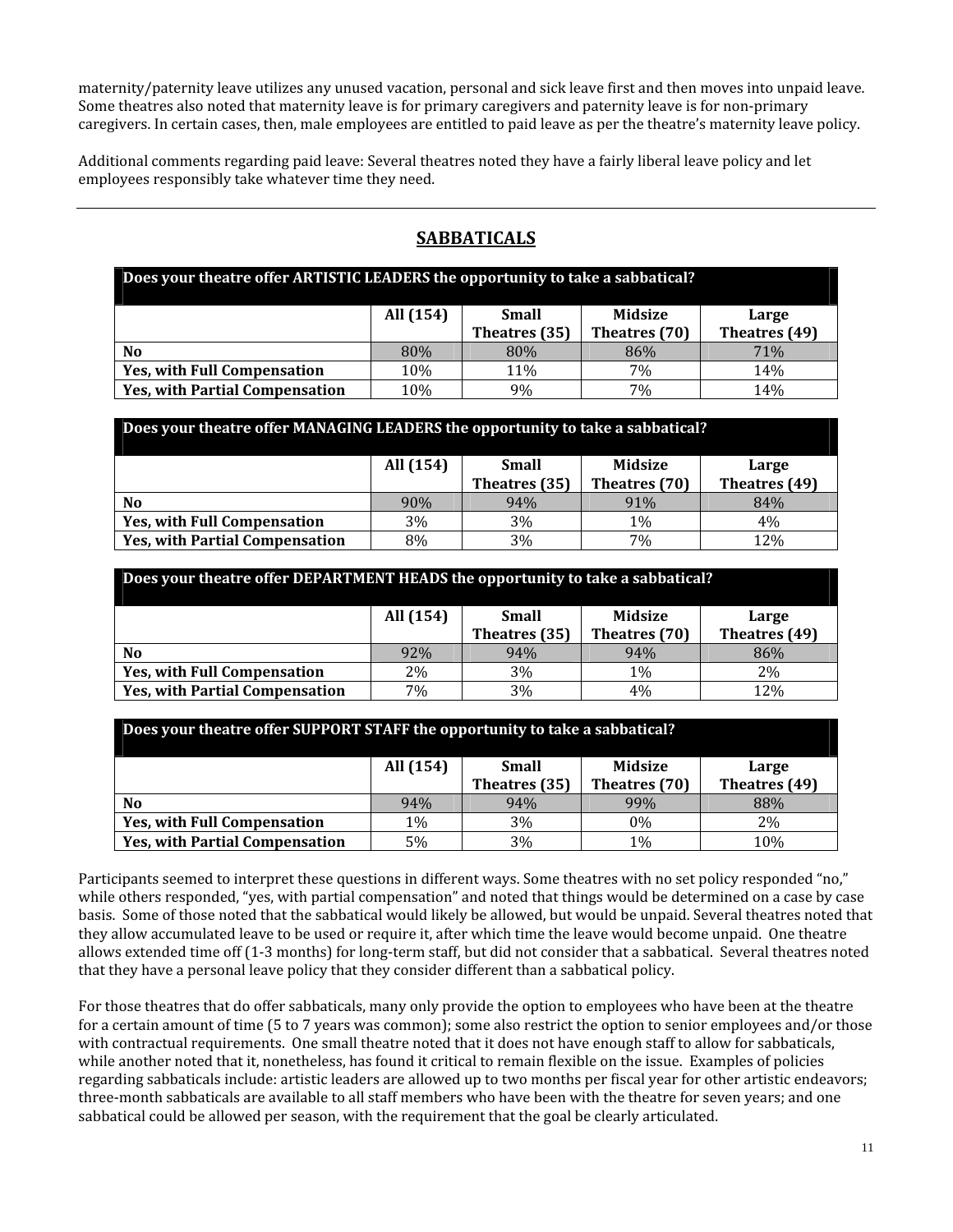maternity/paternity leave utilizes any unused vacation, personal and sick leave first and then moves into unpaid leave. Some theatres also noted that maternity leave is for primary caregivers and paternity leave is for non-primary caregivers. In certain cases, then, male employees are entitled to paid leave as per the theatre's maternity leave policy.

Additional comments regarding paid leave: Several theatres noted they have a fairly liberal leave policy and let employees responsibly take whatever time they need.

---

## SABBATICALS

| Does your theatre offer ARTISTIC LEADERS the opportunity to take a sabbatical? | | | | |
|---|---|---|---|---|
| | All (154) | Small Theatres (35) | Midsize Theatres (70) | Large Theatres (49) |
| **No** | 80% | 80% | 86% | 71% |
| **Yes, with Full Compensation** | 10% | 11% | 7% | 14% |
| **Yes, with Partial Compensation** | 10% | 9% | 7% | 14% |

| Does your theatre offer MANAGING LEADERS the opportunity to take a sabbatical? | | | | |
|---|---|---|---|---|
| | All (154) | Small Theatres (35) | Midsize Theatres (70) | Large Theatres (49) |
| **No** | 90% | 94% | 91% | 84% |
| **Yes, with Full Compensation** | 3% | 3% | 1% | 4% |
| **Yes, with Partial Compensation** | 8% | 3% | 7% | 12% |

| Does your theatre offer DEPARTMENT HEADS the opportunity to take a sabbatical? | | | | |
|---|---|---|---|---|
| | All (154) | Small Theatres (35) | Midsize Theatres (70) | Large Theatres (49) |
| **No** | 92% | 94% | 94% | 86% |
| **Yes, with Full Compensation** | 2% | 3% | 1% | 2% |
| **Yes, with Partial Compensation** | 7% | 3% | 4% | 12% |

| Does your theatre offer SUPPORT STAFF the opportunity to take a sabbatical? | | | | |
|---|---|---|---|---|
| | All (154) | Small Theatres (35) | Midsize Theatres (70) | Large Theatres (49) |
| **No** | 94% | 94% | 99% | 88% |
| **Yes, with Full Compensation** | 1% | 3% | 0% | 2% |
| **Yes, with Partial Compensation** | 5% | 3% | 1% | 10% |

Participants seemed to interpret these questions in different ways. Some theatres with no set policy responded "no," while others responded, "yes, with partial compensation" and noted that things would be determined on a case by case basis. Some of those noted that the sabbatical would likely be allowed, but would be unpaid. Several theatres noted that they allow accumulated leave to be used or require it, after which time the leave would become unpaid. One theatre allows extended time off (1-3 months) for long-term staff, but did not consider that a sabbatical. Several theatres noted that they have a personal leave policy that they consider different than a sabbatical policy.

For those theatres that do offer sabbaticals, many only provide the option to employees who have been at the theatre for a certain amount of time (5 to 7 years was common); some also restrict the option to senior employees and/or those with contractual requirements. One small theatre noted that it does not have enough staff to allow for sabbaticals, while another noted that it, nonetheless, has found it critical to remain flexible on the issue. Examples of policies regarding sabbaticals include: artistic leaders are allowed up to two months per fiscal year for other artistic endeavors; three-month sabbaticals are available to all staff members who have been with the theatre for seven years; and one sabbatical could be allowed per season, with the requirement that the goal be clearly articulated.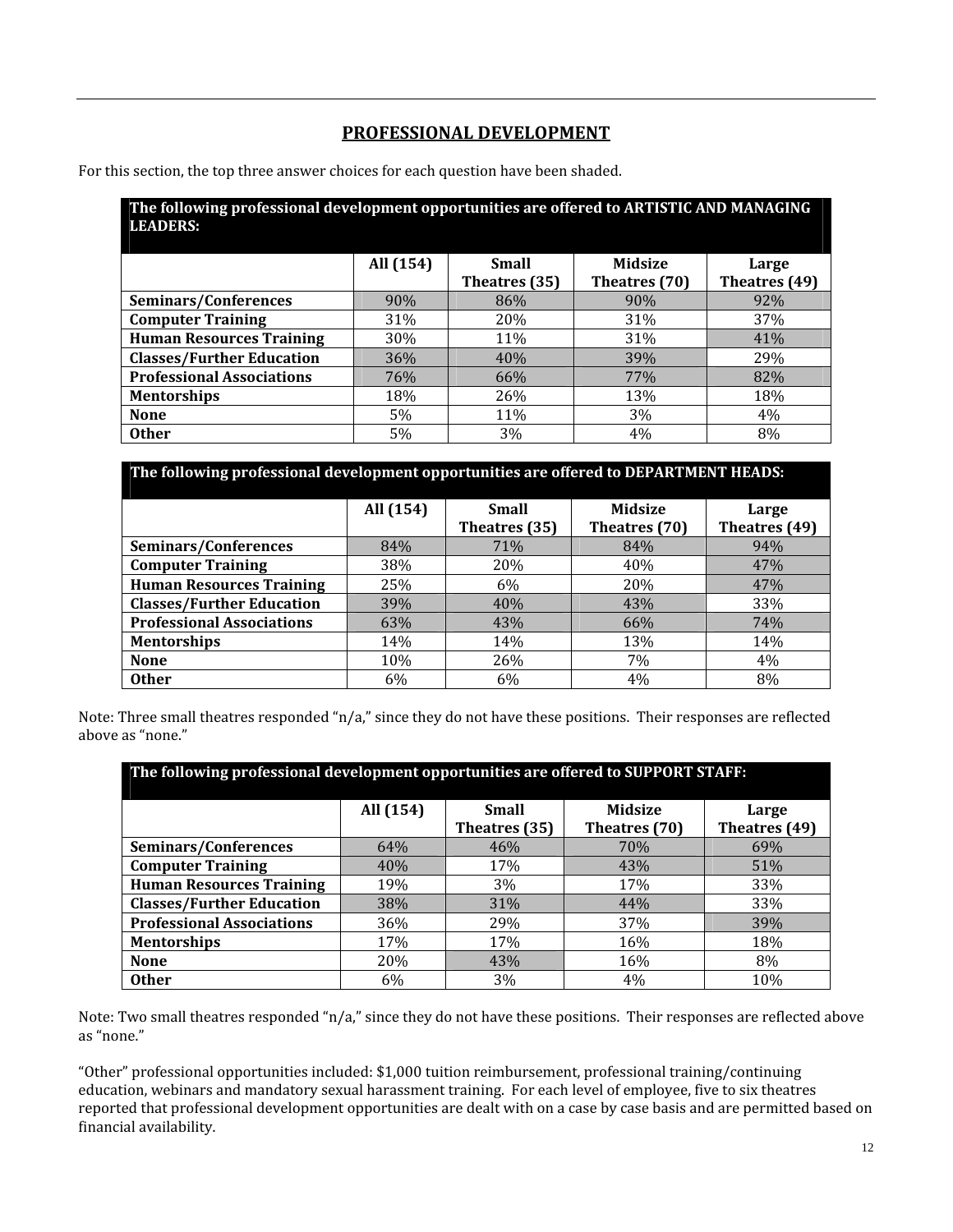## PROFESSIONAL DEVELOPMENT

For this section, the top three answer choices for each question have been shaded.

**The following professional development opportunities are offered to ARTISTIC AND MANAGING LEADERS:**

| | All (154) | Small Theatres (35) | Midsize Theatres (70) | Large Theatres (49) |
|---|---|---|---|---|
| **Seminars/Conferences** | 90% | 86% | 90% | 92% |
| **Computer Training** | 31% | 20% | 31% | 37% |
| **Human Resources Training** | 30% | 11% | 31% | 41% |
| **Classes/Further Education** | 36% | 40% | 39% | 29% |
| **Professional Associations** | 76% | 66% | 77% | 82% |
| **Mentorships** | 18% | 26% | 13% | 18% |
| **None** | 5% | 11% | 3% | 4% |
| **Other** | 5% | 3% | 4% | 8% |

**The following professional development opportunities are offered to DEPARTMENT HEADS:**

| | All (154) | Small Theatres (35) | Midsize Theatres (70) | Large Theatres (49) |
|---|---|---|---|---|
| **Seminars/Conferences** | 84% | 71% | 84% | 94% |
| **Computer Training** | 38% | 20% | 40% | 47% |
| **Human Resources Training** | 25% | 6% | 20% | 47% |
| **Classes/Further Education** | 39% | 40% | 43% | 33% |
| **Professional Associations** | 63% | 43% | 66% | 74% |
| **Mentorships** | 14% | 14% | 13% | 14% |
| **None** | 10% | 26% | 7% | 4% |
| **Other** | 6% | 6% | 4% | 8% |

Note: Three small theatres responded "n/a," since they do not have these positions. Their responses are reflected above as "none."

**The following professional development opportunities are offered to SUPPORT STAFF:**

| | All (154) | Small Theatres (35) | Midsize Theatres (70) | Large Theatres (49) |
|---|---|---|---|---|
| **Seminars/Conferences** | 64% | 46% | 70% | 69% |
| **Computer Training** | 40% | 17% | 43% | 51% |
| **Human Resources Training** | 19% | 3% | 17% | 33% |
| **Classes/Further Education** | 38% | 31% | 44% | 33% |
| **Professional Associations** | 36% | 29% | 37% | 39% |
| **Mentorships** | 17% | 17% | 16% | 18% |
| **None** | 20% | 43% | 16% | 8% |
| **Other** | 6% | 3% | 4% | 10% |

Note: Two small theatres responded "n/a," since they do not have these positions. Their responses are reflected above as "none."

"Other" professional opportunities included: $1,000 tuition reimbursement, professional training/continuing education, webinars and mandatory sexual harassment training. For each level of employee, five to six theatres reported that professional development opportunities are dealt with on a case by case basis and are permitted based on financial availability.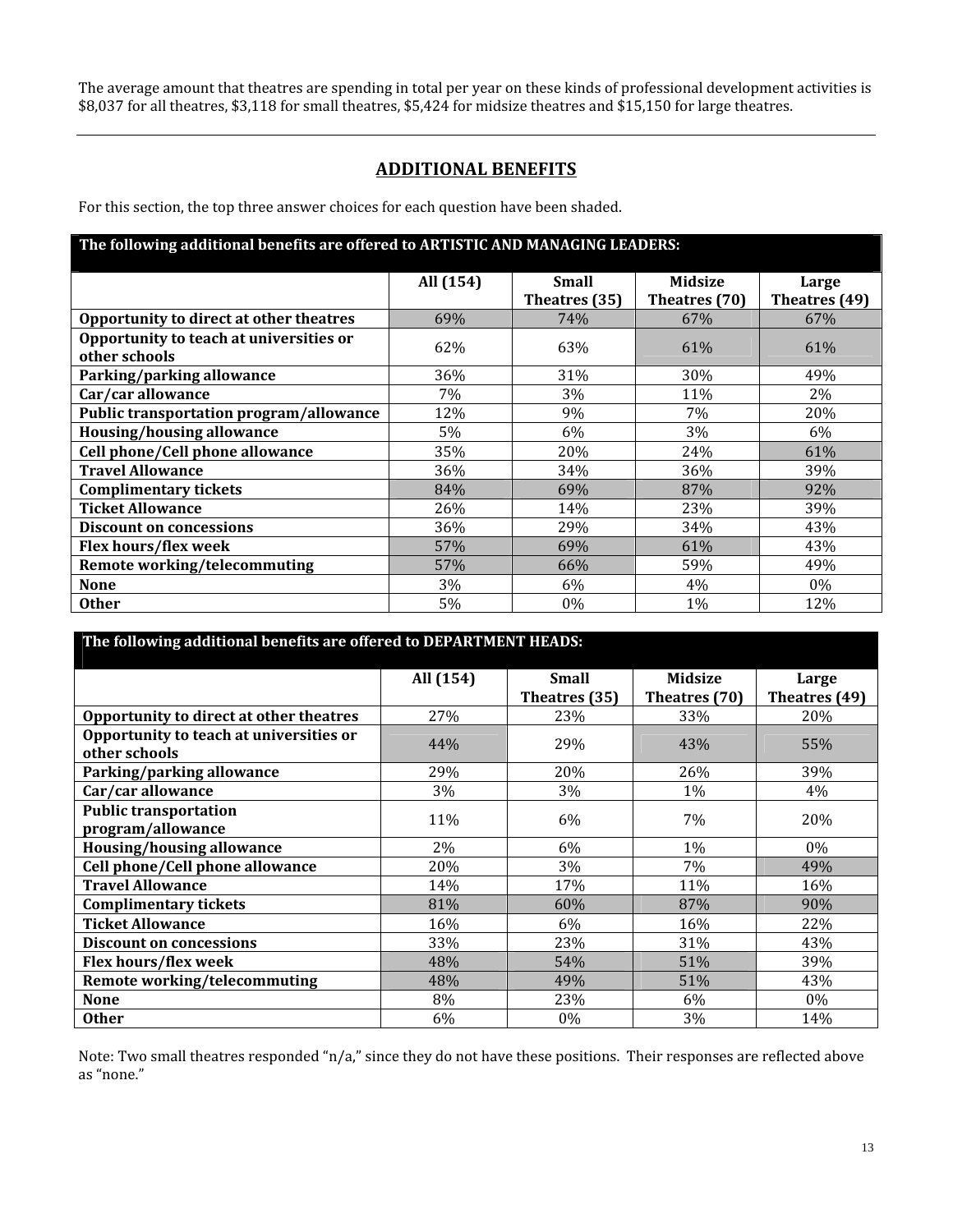The average amount that theatres are spending in total per year on these kinds of professional development activities is $8,037 for all theatres, $3,118 for small theatres, $5,424 for midsize theatres and $15,150 for large theatres.

---

## ADDITIONAL BENEFITS

For this section, the top three answer choices for each question have been shaded.

**The following additional benefits are offered to ARTISTIC AND MANAGING LEADERS:**

| | All (154) | Small Theatres (35) | Midsize Theatres (70) | Large Theatres (49) |
|---|---|---|---|---|
| **Opportunity to direct at other theatres** | 69% | 74% | 67% | 67% |
| **Opportunity to teach at universities or other schools** | 62% | 63% | 61% | 61% |
| **Parking/parking allowance** | 36% | 31% | 30% | 49% |
| **Car/car allowance** | 7% | 3% | 11% | 2% |
| **Public transportation program/allowance** | 12% | 9% | 7% | 20% |
| **Housing/housing allowance** | 5% | 6% | 3% | 6% |
| **Cell phone/Cell phone allowance** | 35% | 20% | 24% | 61% |
| **Travel Allowance** | 36% | 34% | 36% | 39% |
| **Complimentary tickets** | 84% | 69% | 87% | 92% |
| **Ticket Allowance** | 26% | 14% | 23% | 39% |
| **Discount on concessions** | 36% | 29% | 34% | 43% |
| **Flex hours/flex week** | 57% | 69% | 61% | 43% |
| **Remote working/telecommuting** | 57% | 66% | 59% | 49% |
| **None** | 3% | 6% | 4% | 0% |
| **Other** | 5% | 0% | 1% | 12% |

**The following additional benefits are offered to DEPARTMENT HEADS:**

| | All (154) | Small Theatres (35) | Midsize Theatres (70) | Large Theatres (49) |
|---|---|---|---|---|
| **Opportunity to direct at other theatres** | 27% | 23% | 33% | 20% |
| **Opportunity to teach at universities or other schools** | 44% | 29% | 43% | 55% |
| **Parking/parking allowance** | 29% | 20% | 26% | 39% |
| **Car/car allowance** | 3% | 3% | 1% | 4% |
| **Public transportation program/allowance** | 11% | 6% | 7% | 20% |
| **Housing/housing allowance** | 2% | 6% | 1% | 0% |
| **Cell phone/Cell phone allowance** | 20% | 3% | 7% | 49% |
| **Travel Allowance** | 14% | 17% | 11% | 16% |
| **Complimentary tickets** | 81% | 60% | 87% | 90% |
| **Ticket Allowance** | 16% | 6% | 16% | 22% |
| **Discount on concessions** | 33% | 23% | 31% | 43% |
| **Flex hours/flex week** | 48% | 54% | 51% | 39% |
| **Remote working/telecommuting** | 48% | 49% | 51% | 43% |
| **None** | 8% | 23% | 6% | 0% |
| **Other** | 6% | 0% | 3% | 14% |

Note: Two small theatres responded "n/a," since they do not have these positions. Their responses are reflected above as "none."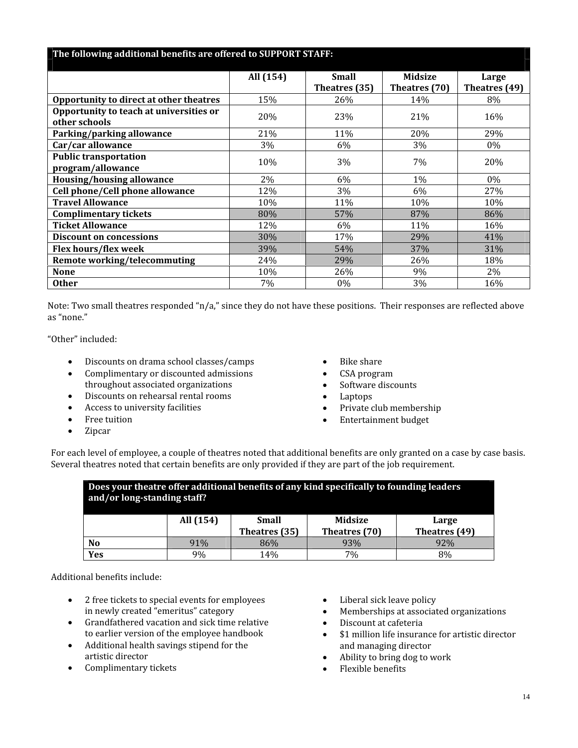| The following additional benefits are offered to SUPPORT STAFF: | | | | |
|---|---|---|---|---|
| | All (154) | Small Theatres (35) | Midsize Theatres (70) | Large Theatres (49) |
| **Opportunity to direct at other theatres** | 15% | 26% | 14% | 8% |
| **Opportunity to teach at universities or other schools** | 20% | 23% | 21% | 16% |
| **Parking/parking allowance** | 21% | 11% | 20% | 29% |
| **Car/car allowance** | 3% | 6% | 3% | 0% |
| **Public transportation program/allowance** | 10% | 3% | 7% | 20% |
| **Housing/housing allowance** | 2% | 6% | 1% | 0% |
| **Cell phone/Cell phone allowance** | 12% | 3% | 6% | 27% |
| **Travel Allowance** | 10% | 11% | 10% | 10% |
| **Complimentary tickets** | 80% | 57% | 87% | 86% |
| **Ticket Allowance** | 12% | 6% | 11% | 16% |
| **Discount on concessions** | 30% | 17% | 29% | 41% |
| **Flex hours/flex week** | 39% | 54% | 37% | 31% |
| **Remote working/telecommuting** | 24% | 29% | 26% | 18% |
| **None** | 10% | 26% | 9% | 2% |
| **Other** | 7% | 0% | 3% | 16% |

Note: Two small theatres responded "n/a," since they do not have these positions. Their responses are reflected above as "none."

"Other" included:

- Discounts on drama school classes/camps
- Complimentary or discounted admissions throughout associated organizations
- Discounts on rehearsal rental rooms
- Access to university facilities
- Free tuition
- Zipcar
- Bike share
- CSA program
- Software discounts
- Laptops
- Private club membership
- Entertainment budget

For each level of employee, a couple of theatres noted that additional benefits are only granted on a case by case basis. Several theatres noted that certain benefits are only provided if they are part of the job requirement.

| Does your theatre offer additional benefits of any kind specifically to founding leaders and/or long-standing staff? | | | | |
|---|---|---|---|---|
| | All (154) | Small Theatres (35) | Midsize Theatres (70) | Large Theatres (49) |
| **No** | 91% | 86% | 93% | 92% |
| **Yes** | 9% | 14% | 7% | 8% |

Additional benefits include:

- 2 free tickets to special events for employees in newly created "emeritus" category
- Grandfathered vacation and sick time relative to earlier version of the employee handbook
- Additional health savings stipend for the artistic director
- Complimentary tickets
- Liberal sick leave policy
- Memberships at associated organizations
- Discount at cafeteria
- $1 million life insurance for artistic director and managing director
- Ability to bring dog to work
- Flexible benefits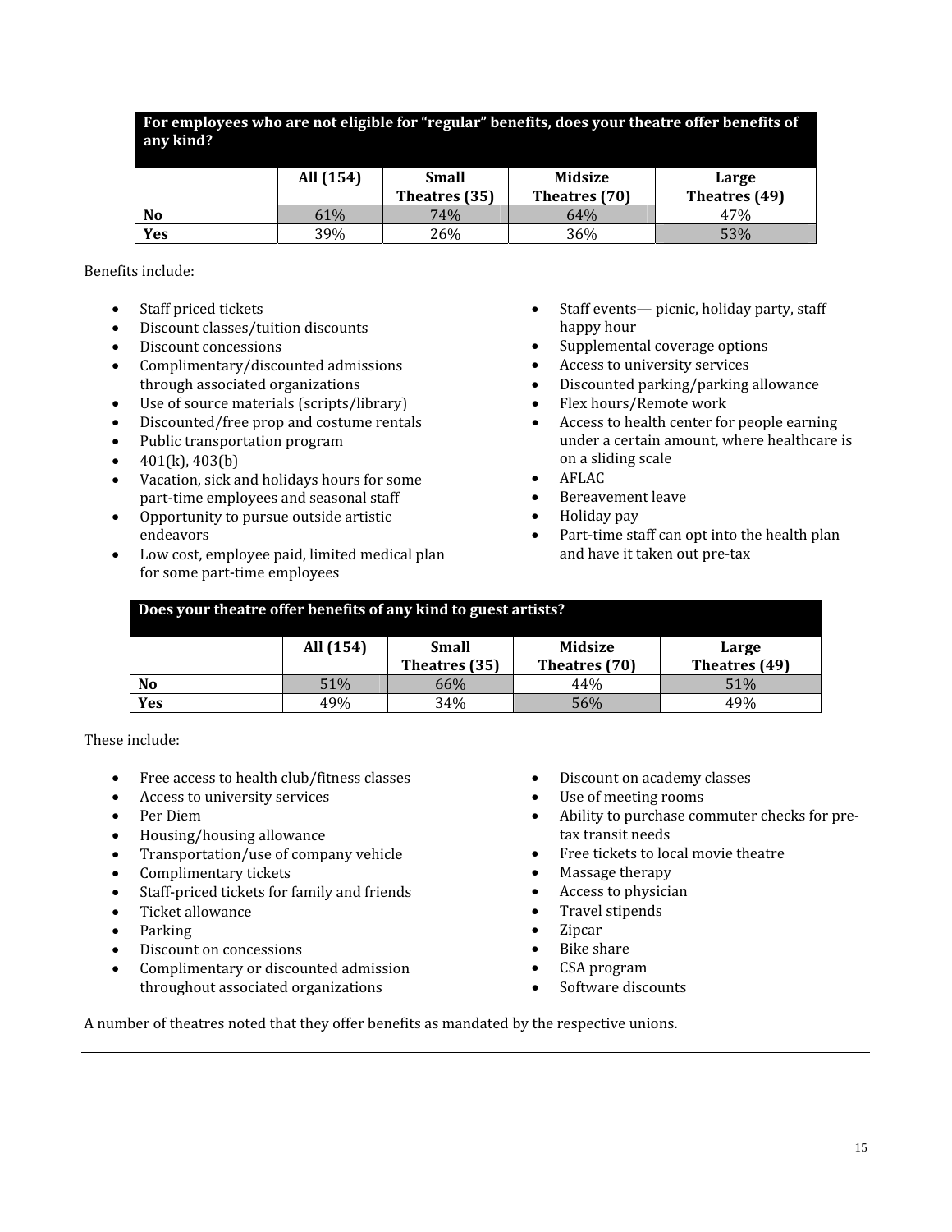| For employees who are not eligible for "regular" benefits, does your theatre offer benefits of any kind? | | | | |
|---|---|---|---|---|
| | All (154) | Small Theatres (35) | Midsize Theatres (70) | Large Theatres (49) |
| **No** | 61% | 74% | 64% | 47% |
| **Yes** | 39% | 26% | 36% | 53% |

Benefits include:

- Staff priced tickets
- Discount classes/tuition discounts
- Discount concessions
- Complimentary/discounted admissions through associated organizations
- Use of source materials (scripts/library)
- Discounted/free prop and costume rentals
- Public transportation program
- 401(k), 403(b)
- Vacation, sick and holidays hours for some part-time employees and seasonal staff
- Opportunity to pursue outside artistic endeavors
- Low cost, employee paid, limited medical plan for some part-time employees
- Staff events— picnic, holiday party, staff happy hour
- Supplemental coverage options
- Access to university services
- Discounted parking/parking allowance
- Flex hours/Remote work
- Access to health center for people earning under a certain amount, where healthcare is on a sliding scale
- AFLAC
- Bereavement leave
- Holiday pay
- Part-time staff can opt into the health plan and have it taken out pre-tax

| Does your theatre offer benefits of any kind to guest artists? | | | | |
|---|---|---|---|---|
| | All (154) | Small Theatres (35) | Midsize Theatres (70) | Large Theatres (49) |
| **No** | 51% | 66% | 44% | 51% |
| **Yes** | 49% | 34% | 56% | 49% |

These include:

- Free access to health club/fitness classes
- Access to university services
- Per Diem
- Housing/housing allowance
- Transportation/use of company vehicle
- Complimentary tickets
- Staff-priced tickets for family and friends
- Ticket allowance
- Parking
- Discount on concessions
- Complimentary or discounted admission throughout associated organizations
- Discount on academy classes
- Use of meeting rooms
- Ability to purchase commuter checks for pre-tax transit needs
- Free tickets to local movie theatre
- Massage therapy
- Access to physician
- Travel stipends
- Zipcar
- Bike share
- CSA program
- Software discounts

A number of theatres noted that they offer benefits as mandated by the respective unions.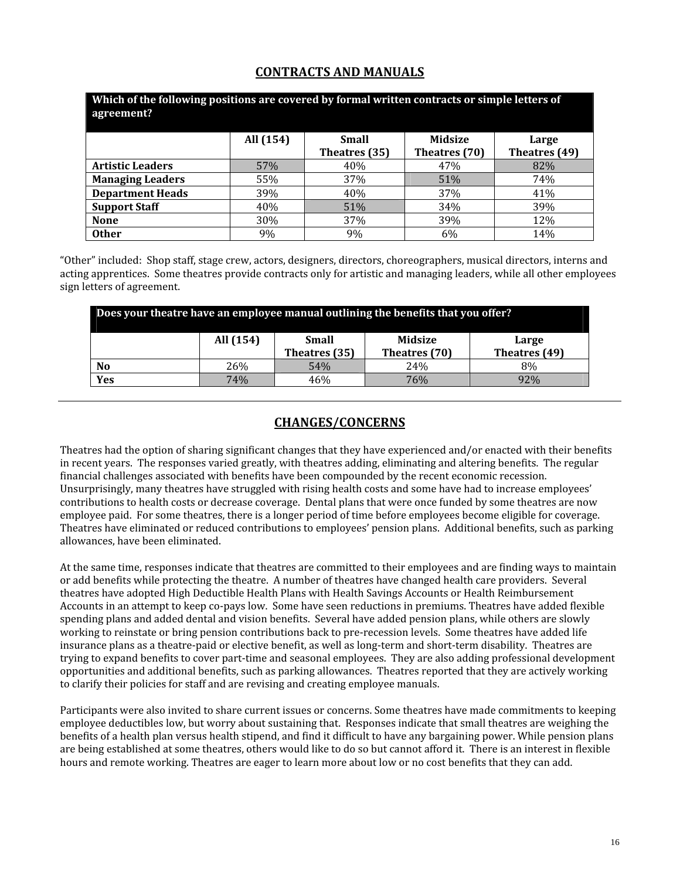## CONTRACTS AND MANUALS

| Which of the following positions are covered by formal written contracts or simple letters of agreement? | | | | |
|---|---|---|---|---|
| | **All (154)** | **Small Theatres (35)** | **Midsize Theatres (70)** | **Large Theatres (49)** |
| **Artistic Leaders** | 57% | 40% | 47% | 82% |
| **Managing Leaders** | 55% | 37% | 51% | 74% |
| **Department Heads** | 39% | 40% | 37% | 41% |
| **Support Staff** | 40% | 51% | 34% | 39% |
| **None** | 30% | 37% | 39% | 12% |
| **Other** | 9% | 9% | 6% | 14% |

"Other" included: Shop staff, stage crew, actors, designers, directors, choreographers, musical directors, interns and acting apprentices. Some theatres provide contracts only for artistic and managing leaders, while all other employees sign letters of agreement.

| Does your theatre have an employee manual outlining the benefits that you offer? | | | | |
|---|---|---|---|---|
| | **All (154)** | **Small Theatres (35)** | **Midsize Theatres (70)** | **Large Theatres (49)** |
| **No** | 26% | 54% | 24% | 8% |
| **Yes** | 74% | 46% | 76% | 92% |

## CHANGES/CONCERNS

Theatres had the option of sharing significant changes that they have experienced and/or enacted with their benefits in recent years. The responses varied greatly, with theatres adding, eliminating and altering benefits. The regular financial challenges associated with benefits have been compounded by the recent economic recession. Unsurprisingly, many theatres have struggled with rising health costs and some have had to increase employees' contributions to health costs or decrease coverage. Dental plans that were once funded by some theatres are now employee paid. For some theatres, there is a longer period of time before employees become eligible for coverage. Theatres have eliminated or reduced contributions to employees' pension plans. Additional benefits, such as parking allowances, have been eliminated.

At the same time, responses indicate that theatres are committed to their employees and are finding ways to maintain or add benefits while protecting the theatre. A number of theatres have changed health care providers. Several theatres have adopted High Deductible Health Plans with Health Savings Accounts or Health Reimbursement Accounts in an attempt to keep co-pays low. Some have seen reductions in premiums. Theatres have added flexible spending plans and added dental and vision benefits. Several have added pension plans, while others are slowly working to reinstate or bring pension contributions back to pre-recession levels. Some theatres have added life insurance plans as a theatre-paid or elective benefit, as well as long-term and short-term disability. Theatres are trying to expand benefits to cover part-time and seasonal employees. They are also adding professional development opportunities and additional benefits, such as parking allowances. Theatres reported that they are actively working to clarify their policies for staff and are revising and creating employee manuals.

Participants were also invited to share current issues or concerns. Some theatres have made commitments to keeping employee deductibles low, but worry about sustaining that. Responses indicate that small theatres are weighing the benefits of a health plan versus health stipend, and find it difficult to have any bargaining power. While pension plans are being established at some theatres, others would like to do so but cannot afford it. There is an interest in flexible hours and remote working. Theatres are eager to learn more about low or no cost benefits that they can add.